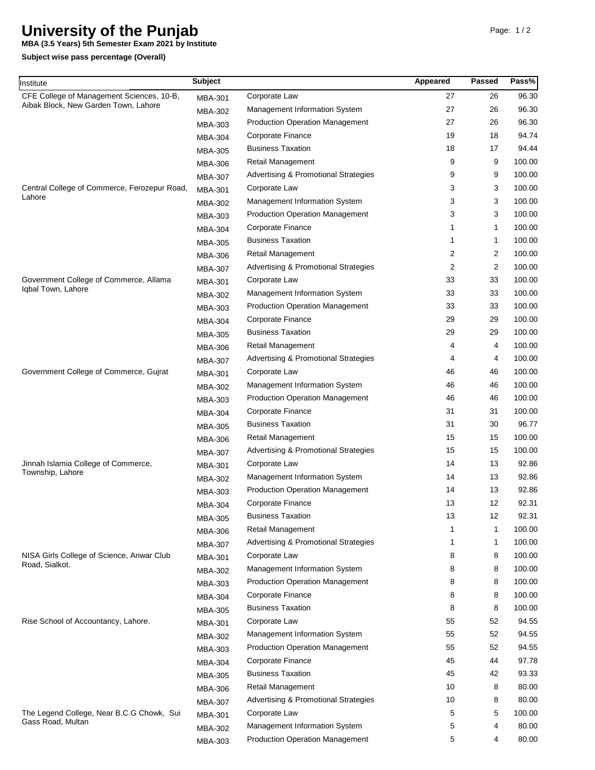# University of the Punjab

**MBA (3.5 Years) 5th Semester Exam 2021 by Institute**

**Subject wise pass percentage (Overall)**

| Institute | Subject | | Appeared | Passed | Pass% |
|---|---|---|---|---|---|
| CFE College of Management Sciences, 10-B, Aibak Block, New Garden Town, Lahore | MBA-301 | Corporate Law | 27 | 26 | 96.30 |
| | MBA-302 | Management Information System | 27 | 26 | 96.30 |
| | MBA-303 | Production Operation Management | 27 | 26 | 96.30 |
| | MBA-304 | Corporate Finance | 19 | 18 | 94.74 |
| | MBA-305 | Business Taxation | 18 | 17 | 94.44 |
| | MBA-306 | Retail Management | 9 | 9 | 100.00 |
| | MBA-307 | Advertising & Promotional Strategies | 9 | 9 | 100.00 |
| Central College of Commerce, Ferozepur Road, Lahore | MBA-301 | Corporate Law | 3 | 3 | 100.00 |
| | MBA-302 | Management Information System | 3 | 3 | 100.00 |
| | MBA-303 | Production Operation Management | 3 | 3 | 100.00 |
| | MBA-304 | Corporate Finance | 1 | 1 | 100.00 |
| | MBA-305 | Business Taxation | 1 | 1 | 100.00 |
| | MBA-306 | Retail Management | 2 | 2 | 100.00 |
| | MBA-307 | Advertising & Promotional Strategies | 2 | 2 | 100.00 |
| Government College of Commerce, Allama Iqbal Town, Lahore | MBA-301 | Corporate Law | 33 | 33 | 100.00 |
| | MBA-302 | Management Information System | 33 | 33 | 100.00 |
| | MBA-303 | Production Operation Management | 33 | 33 | 100.00 |
| | MBA-304 | Corporate Finance | 29 | 29 | 100.00 |
| | MBA-305 | Business Taxation | 29 | 29 | 100.00 |
| | MBA-306 | Retail Management | 4 | 4 | 100.00 |
| | MBA-307 | Advertising & Promotional Strategies | 4 | 4 | 100.00 |
| Government College of Commerce, Gujrat | MBA-301 | Corporate Law | 46 | 46 | 100.00 |
| | MBA-302 | Management Information System | 46 | 46 | 100.00 |
| | MBA-303 | Production Operation Management | 46 | 46 | 100.00 |
| | MBA-304 | Corporate Finance | 31 | 31 | 100.00 |
| | MBA-305 | Business Taxation | 31 | 30 | 96.77 |
| | MBA-306 | Retail Management | 15 | 15 | 100.00 |
| | MBA-307 | Advertising & Promotional Strategies | 15 | 15 | 100.00 |
| Jinnah Islamia College of Commerce, Township, Lahore | MBA-301 | Corporate Law | 14 | 13 | 92.86 |
| | MBA-302 | Management Information System | 14 | 13 | 92.86 |
| | MBA-303 | Production Operation Management | 14 | 13 | 92.86 |
| | MBA-304 | Corporate Finance | 13 | 12 | 92.31 |
| | MBA-305 | Business Taxation | 13 | 12 | 92.31 |
| | MBA-306 | Retail Management | 1 | 1 | 100.00 |
| | MBA-307 | Advertising & Promotional Strategies | 1 | 1 | 100.00 |
| NISA Girls College of Science, Anwar Club Road, Sialkot. | MBA-301 | Corporate Law | 8 | 8 | 100.00 |
| | MBA-302 | Management Information System | 8 | 8 | 100.00 |
| | MBA-303 | Production Operation Management | 8 | 8 | 100.00 |
| | MBA-304 | Corporate Finance | 8 | 8 | 100.00 |
| | MBA-305 | Business Taxation | 8 | 8 | 100.00 |
| Rise School of Accountancy, Lahore. | MBA-301 | Corporate Law | 55 | 52 | 94.55 |
| | MBA-302 | Management Information System | 55 | 52 | 94.55 |
| | MBA-303 | Production Operation Management | 55 | 52 | 94.55 |
| | MBA-304 | Corporate Finance | 45 | 44 | 97.78 |
| | MBA-305 | Business Taxation | 45 | 42 | 93.33 |
| | MBA-306 | Retail Management | 10 | 8 | 80.00 |
| | MBA-307 | Advertising & Promotional Strategies | 10 | 8 | 80.00 |
| The Legend College, Near B.C.G Chowk, Sui Gass Road, Multan | MBA-301 | Corporate Law | 5 | 5 | 100.00 |
| | MBA-302 | Management Information System | 5 | 4 | 80.00 |
| | MBA-303 | Production Operation Management | 5 | 4 | 80.00 |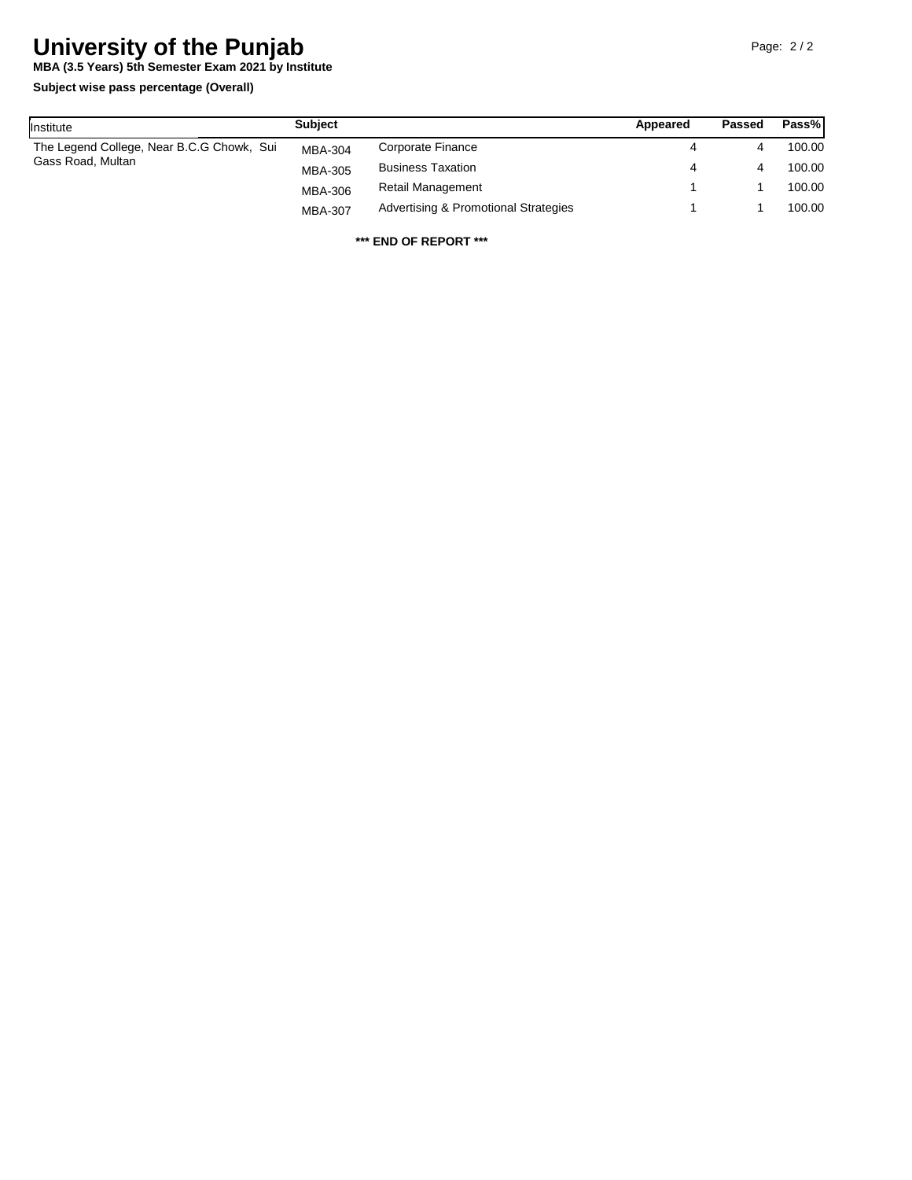# University of the Punjab

**MBA (3.5 Years) 5th Semester Exam 2021 by Institute**

**Subject wise pass percentage (Overall)**

| Institute | Subject | | Appeared | Passed | Pass% |
|---|---|---|---|---|---|
| The Legend College, Near B.C.G Chowk, Sui Gass Road, Multan | MBA-304 | Corporate Finance | 4 | 4 | 100.00 |
| | MBA-305 | Business Taxation | 4 | 4 | 100.00 |
| | MBA-306 | Retail Management | 1 | 1 | 100.00 |
| | MBA-307 | Advertising & Promotional Strategies | 1 | 1 | 100.00 |

**\*\*\* END OF REPORT \*\*\***